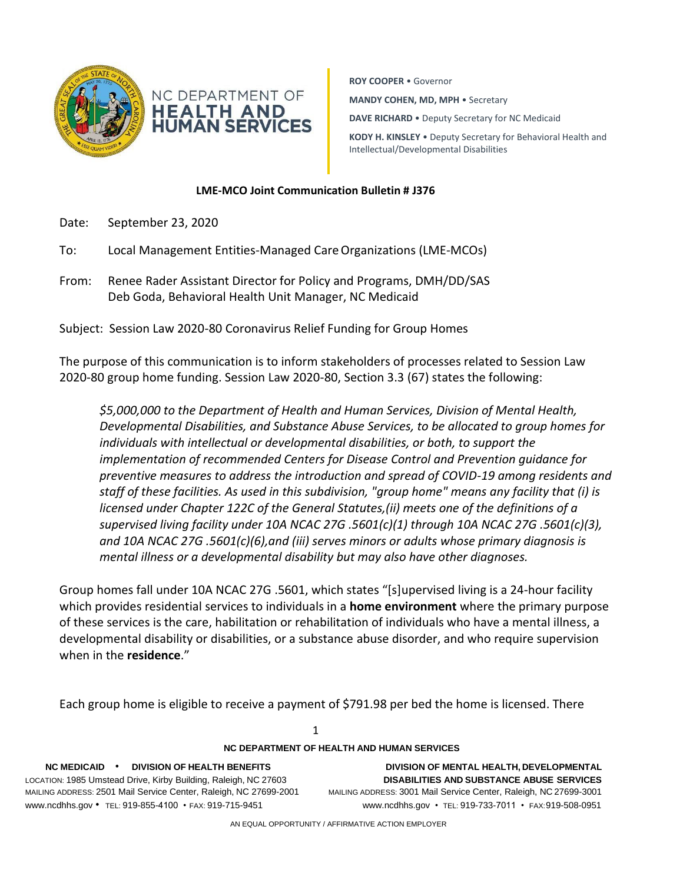NC DEPARTMENT OF **HEALTH AND HUMAN SERVICES**

**ROY COOPER** • Governor

**MANDY COHEN, MD, MPH** • Secretary

**DAVE RICHARD** • Deputy Secretary for NC Medicaid

**KODY H. KINSLEY** • Deputy Secretary for Behavioral Health and Intellectual/Developmental Disabilities

**LME-MCO Joint Communication Bulletin # J376**

Date: September 23, 2020

To: Local Management Entities-Managed Care Organizations (LME-MCOs)

From: Renee Rader Assistant Director for Policy and Programs, DMH/DD/SAS
Deb Goda, Behavioral Health Unit Manager, NC Medicaid

Subject: Session Law 2020-80 Coronavirus Relief Funding for Group Homes

The purpose of this communication is to inform stakeholders of processes related to Session Law 2020-80 group home funding. Session Law 2020-80, Section 3.3 (67) states the following:

> *$5,000,000 to the Department of Health and Human Services, Division of Mental Health, Developmental Disabilities, and Substance Abuse Services, to be allocated to group homes for individuals with intellectual or developmental disabilities, or both, to support the implementation of recommended Centers for Disease Control and Prevention guidance for preventive measures to address the introduction and spread of COVID-19 among residents and staff of these facilities. As used in this subdivision, "group home" means any facility that (i) is licensed under Chapter 122C of the General Statutes,(ii) meets one of the definitions of a supervised living facility under 10A NCAC 27G .5601(c)(1) through 10A NCAC 27G .5601(c)(3), and 10A NCAC 27G .5601(c)(6),and (iii) serves minors or adults whose primary diagnosis is mental illness or a developmental disability but may also have other diagnoses.*

Group homes fall under 10A NCAC 27G .5601, which states "[s]upervised living is a 24-hour facility which provides residential services to individuals in a **home environment** where the primary purpose of these services is the care, habilitation or rehabilitation of individuals who have a mental illness, a developmental disability or disabilities, or a substance abuse disorder, and who require supervision when in the **residence**."

Each group home is eligible to receive a payment of $791.98 per bed the home is licensed. There

**NC DEPARTMENT OF HEALTH AND HUMAN SERVICES**

**NC MEDICAID • DIVISION OF HEALTH BENEFITS**
LOCATION: 1985 Umstead Drive, Kirby Building, Raleigh, NC 27603
MAILING ADDRESS: 2501 Mail Service Center, Raleigh, NC 27699-2001
www.ncdhhs.gov • TEL: 919-855-4100 • FAX: 919-715-9451

**DIVISION OF MENTAL HEALTH, DEVELOPMENTAL DISABILITIES AND SUBSTANCE ABUSE SERVICES**
MAILING ADDRESS: 3001 Mail Service Center, Raleigh, NC 27699-3001
www.ncdhhs.gov • TEL: 919-733-7011 • FAX: 919-508-0951

AN EQUAL OPPORTUNITY / AFFIRMATIVE ACTION EMPLOYER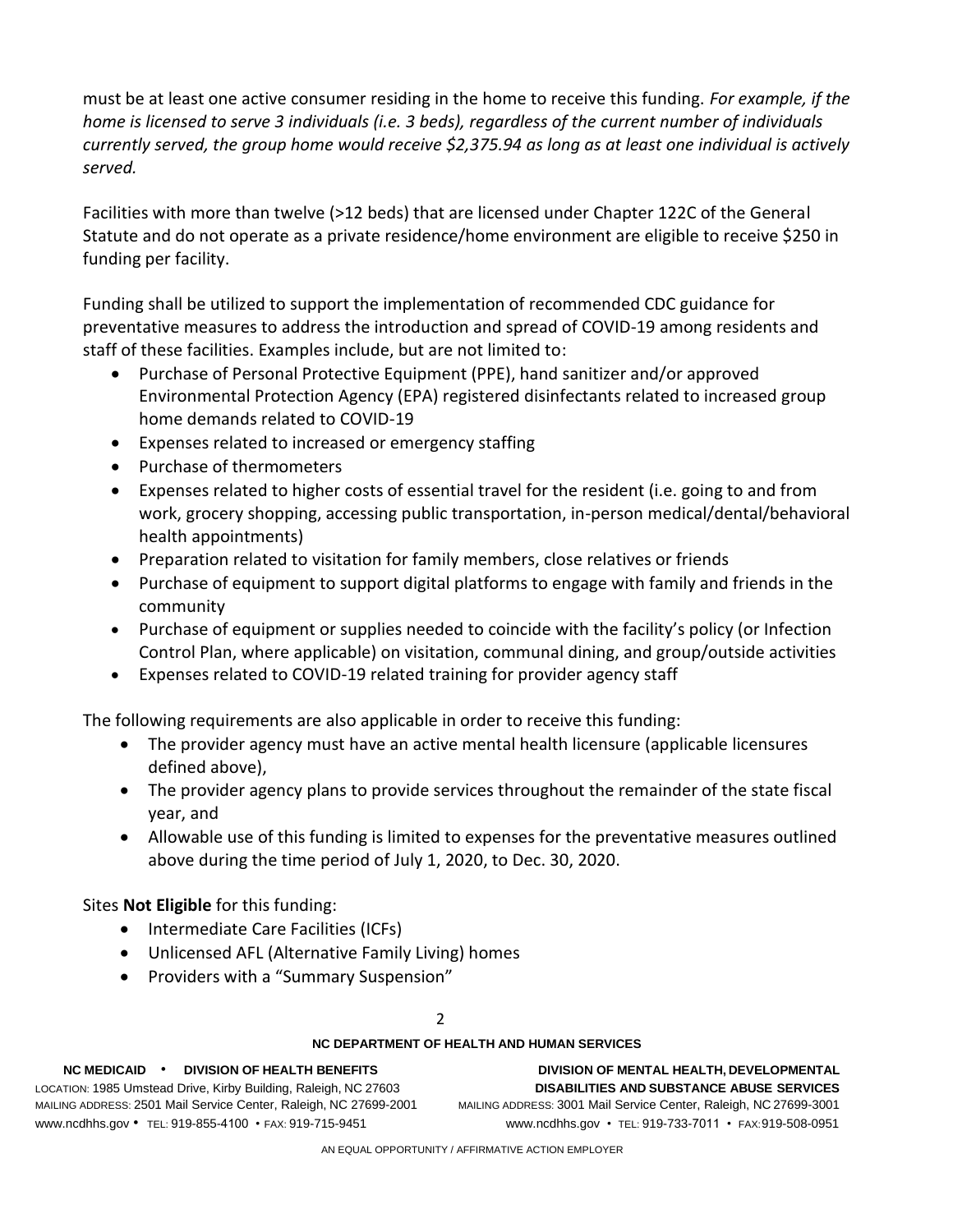must be at least one active consumer residing in the home to receive this funding. *For example, if the home is licensed to serve 3 individuals (i.e. 3 beds), regardless of the current number of individuals currently served, the group home would receive $2,375.94 as long as at least one individual is actively served.*

Facilities with more than twelve (>12 beds) that are licensed under Chapter 122C of the General Statute and do not operate as a private residence/home environment are eligible to receive $250 in funding per facility.

Funding shall be utilized to support the implementation of recommended CDC guidance for preventative measures to address the introduction and spread of COVID-19 among residents and staff of these facilities. Examples include, but are not limited to:

- Purchase of Personal Protective Equipment (PPE), hand sanitizer and/or approved Environmental Protection Agency (EPA) registered disinfectants related to increased group home demands related to COVID-19
- Expenses related to increased or emergency staffing
- Purchase of thermometers
- Expenses related to higher costs of essential travel for the resident (i.e. going to and from work, grocery shopping, accessing public transportation, in-person medical/dental/behavioral health appointments)
- Preparation related to visitation for family members, close relatives or friends
- Purchase of equipment to support digital platforms to engage with family and friends in the community
- Purchase of equipment or supplies needed to coincide with the facility's policy (or Infection Control Plan, where applicable) on visitation, communal dining, and group/outside activities
- Expenses related to COVID-19 related training for provider agency staff

The following requirements are also applicable in order to receive this funding:

- The provider agency must have an active mental health licensure (applicable licensures defined above),
- The provider agency plans to provide services throughout the remainder of the state fiscal year, and
- Allowable use of this funding is limited to expenses for the preventative measures outlined above during the time period of July 1, 2020, to Dec. 30, 2020.

Sites **Not Eligible** for this funding:

- Intermediate Care Facilities (ICFs)
- Unlicensed AFL (Alternative Family Living) homes
- Providers with a "Summary Suspension"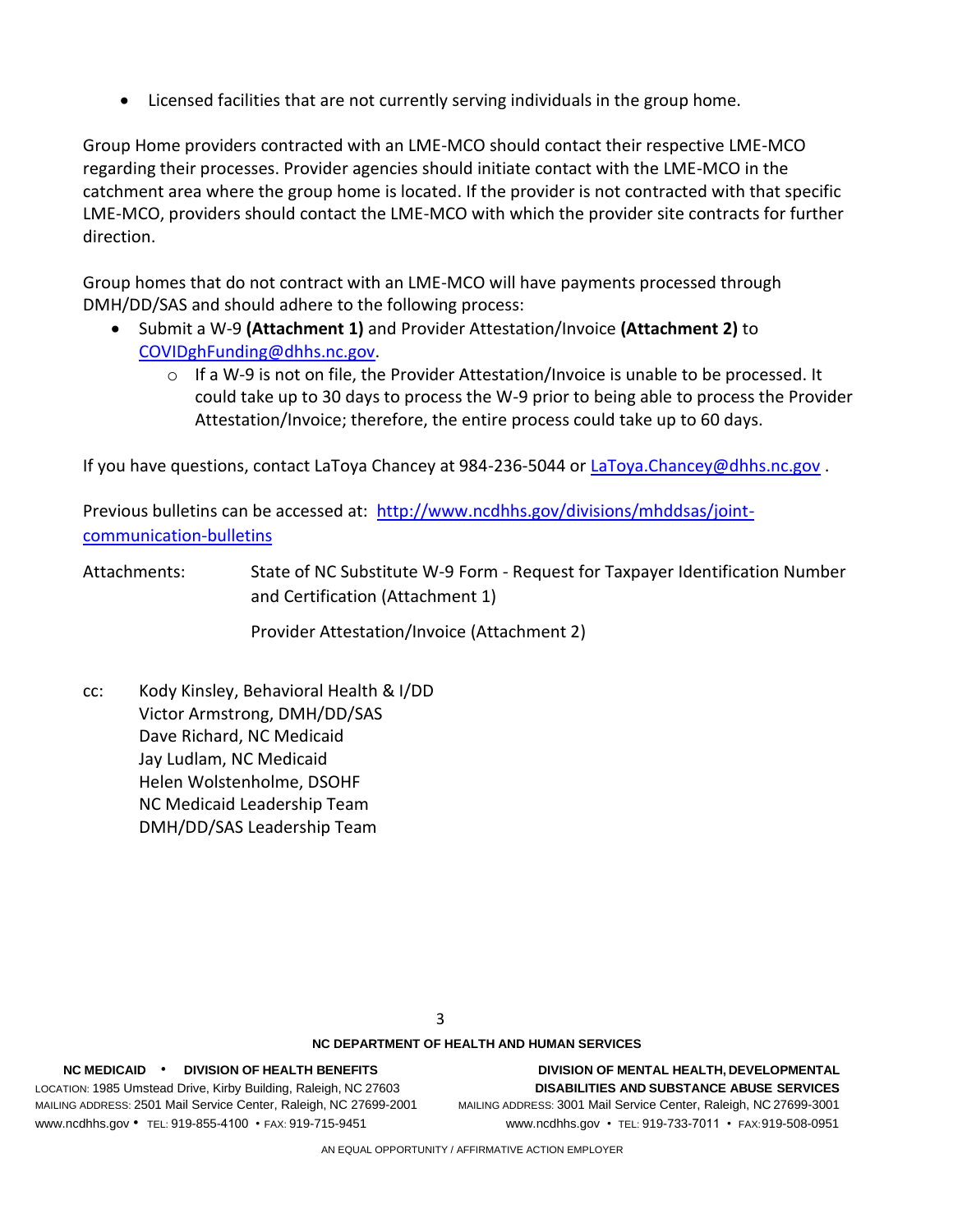- Licensed facilities that are not currently serving individuals in the group home.

Group Home providers contracted with an LME-MCO should contact their respective LME-MCO regarding their processes. Provider agencies should initiate contact with the LME-MCO in the catchment area where the group home is located. If the provider is not contracted with that specific LME-MCO, providers should contact the LME-MCO with which the provider site contracts for further direction.

Group homes that do not contract with an LME-MCO will have payments processed through DMH/DD/SAS and should adhere to the following process:

- Submit a W-9 **(Attachment 1)** and Provider Attestation/Invoice **(Attachment 2)** to COVIDghFunding@dhhs.nc.gov.
  - If a W-9 is not on file, the Provider Attestation/Invoice is unable to be processed. It could take up to 30 days to process the W-9 prior to being able to process the Provider Attestation/Invoice; therefore, the entire process could take up to 60 days.

If you have questions, contact LaToya Chancey at 984-236-5044 or LaToya.Chancey@dhhs.nc.gov .

Previous bulletins can be accessed at: http://www.ncdhhs.gov/divisions/mhddsas/joint-communication-bulletins

Attachments: State of NC Substitute W-9 Form - Request for Taxpayer Identification Number and Certification (Attachment 1)

Provider Attestation/Invoice (Attachment 2)

cc: Kody Kinsley, Behavioral Health & I/DD
Victor Armstrong, DMH/DD/SAS
Dave Richard, NC Medicaid
Jay Ludlam, NC Medicaid
Helen Wolstenholme, DSOHF
NC Medicaid Leadership Team
DMH/DD/SAS Leadership Team